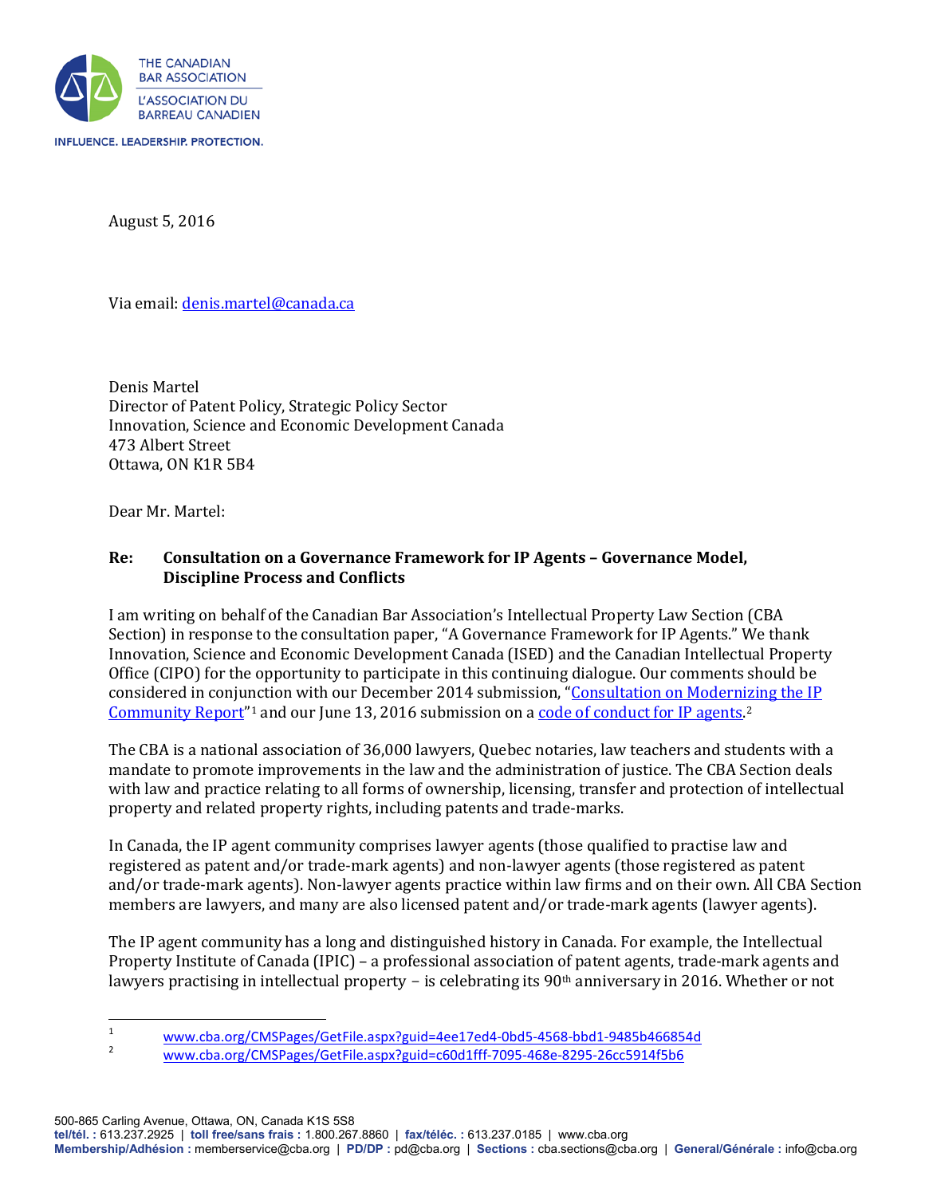THE CANADIAN BAR ASSOCIATION
L'ASSOCIATION DU BARREAU CANADIEN

INFLUENCE. LEADERSHIP. PROTECTION.

August 5, 2016

Via email: denis.martel@canada.ca

Denis Martel
Director of Patent Policy, Strategic Policy Sector
Innovation, Science and Economic Development Canada
473 Albert Street
Ottawa, ON K1R 5B4

Dear Mr. Martel:

**Re: Consultation on a Governance Framework for IP Agents – Governance Model, Discipline Process and Conflicts**

I am writing on behalf of the Canadian Bar Association's Intellectual Property Law Section (CBA Section) in response to the consultation paper, "A Governance Framework for IP Agents." We thank Innovation, Science and Economic Development Canada (ISED) and the Canadian Intellectual Property Office (CIPO) for the opportunity to participate in this continuing dialogue. Our comments should be considered in conjunction with our December 2014 submission, "Consultation on Modernizing the IP Community Report"[1] and our June 13, 2016 submission on a code of conduct for IP agents.[2]

The CBA is a national association of 36,000 lawyers, Quebec notaries, law teachers and students with a mandate to promote improvements in the law and the administration of justice. The CBA Section deals with law and practice relating to all forms of ownership, licensing, transfer and protection of intellectual property and related property rights, including patents and trade-marks.

In Canada, the IP agent community comprises lawyer agents (those qualified to practise law and registered as patent and/or trade-mark agents) and non-lawyer agents (those registered as patent and/or trade-mark agents). Non-lawyer agents practice within law firms and on their own. All CBA Section members are lawyers, and many are also licensed patent and/or trade-mark agents (lawyer agents).

The IP agent community has a long and distinguished history in Canada. For example, the Intellectual Property Institute of Canada (IPIC) – a professional association of patent agents, trade-mark agents and lawyers practising in intellectual property – is celebrating its 90th anniversary in 2016. Whether or not

---

[1] www.cba.org/CMSPages/GetFile.aspx?guid=4ee17ed4-0bd5-4568-bbd1-9485b466854d

[2] www.cba.org/CMSPages/GetFile.aspx?guid=c60d1fff-7095-468e-8295-26cc5914f5b6

500-865 Carling Avenue, Ottawa, ON, Canada K1S 5S8
tel/tél. : 613.237.2925 | toll free/sans frais : 1.800.267.8860 | fax/téléc. : 613.237.0185 | www.cba.org
Membership/Adhésion : memberservice@cba.org | PD/DP : pd@cba.org | Sections : cba.sections@cba.org | General/Générale : info@cba.org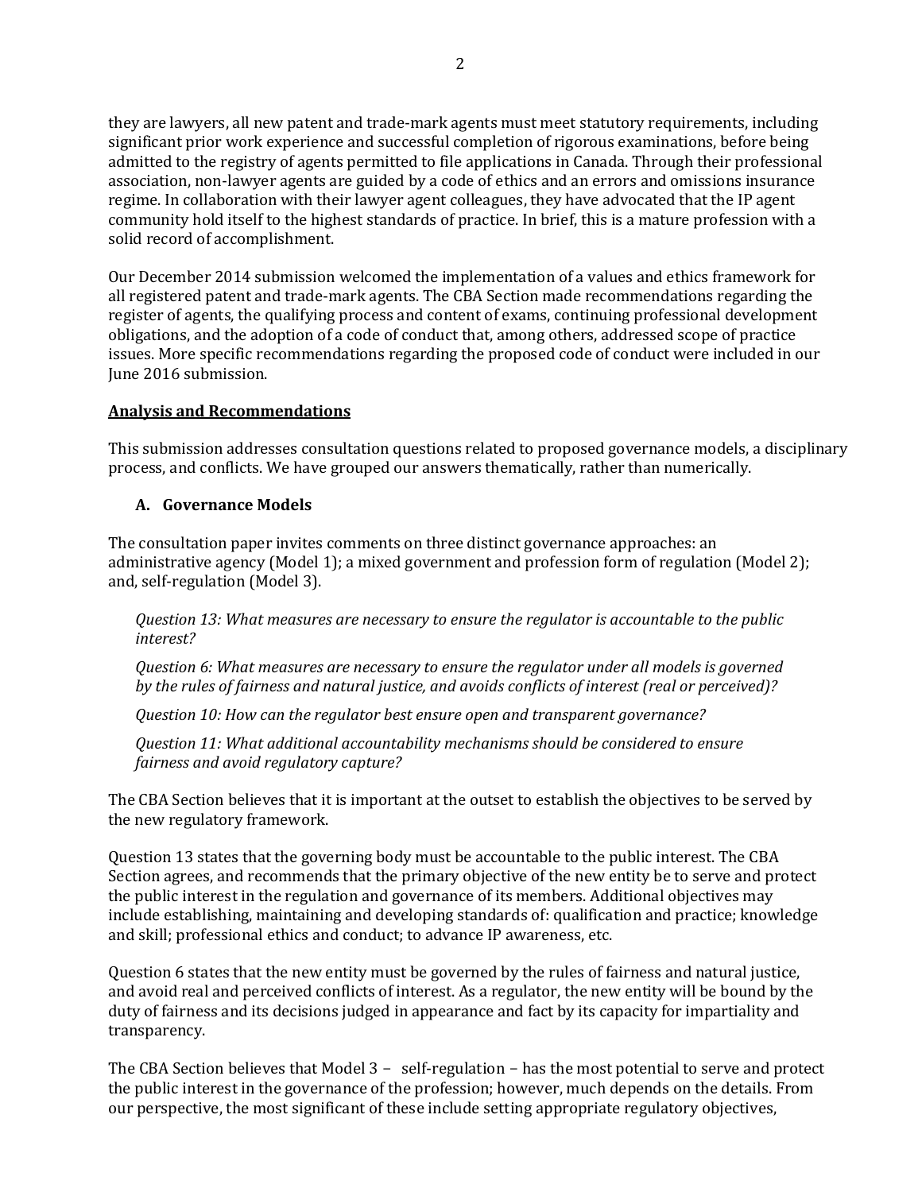they are lawyers, all new patent and trade-mark agents must meet statutory requirements, including significant prior work experience and successful completion of rigorous examinations, before being admitted to the registry of agents permitted to file applications in Canada. Through their professional association, non-lawyer agents are guided by a code of ethics and an errors and omissions insurance regime. In collaboration with their lawyer agent colleagues, they have advocated that the IP agent community hold itself to the highest standards of practice. In brief, this is a mature profession with a solid record of accomplishment.

Our December 2014 submission welcomed the implementation of a values and ethics framework for all registered patent and trade-mark agents. The CBA Section made recommendations regarding the register of agents, the qualifying process and content of exams, continuing professional development obligations, and the adoption of a code of conduct that, among others, addressed scope of practice issues. More specific recommendations regarding the proposed code of conduct were included in our June 2016 submission.

## Analysis and Recommendations

This submission addresses consultation questions related to proposed governance models, a disciplinary process, and conflicts. We have grouped our answers thematically, rather than numerically.

### A. Governance Models

The consultation paper invites comments on three distinct governance approaches: an administrative agency (Model 1); a mixed government and profession form of regulation (Model 2); and, self-regulation (Model 3).

> *Question 13: What measures are necessary to ensure the regulator is accountable to the public interest?*
>
> *Question 6: What measures are necessary to ensure the regulator under all models is governed by the rules of fairness and natural justice, and avoids conflicts of interest (real or perceived)?*
>
> *Question 10: How can the regulator best ensure open and transparent governance?*
>
> *Question 11: What additional accountability mechanisms should be considered to ensure fairness and avoid regulatory capture?*

The CBA Section believes that it is important at the outset to establish the objectives to be served by the new regulatory framework.

Question 13 states that the governing body must be accountable to the public interest. The CBA Section agrees, and recommends that the primary objective of the new entity be to serve and protect the public interest in the regulation and governance of its members. Additional objectives may include establishing, maintaining and developing standards of: qualification and practice; knowledge and skill; professional ethics and conduct; to advance IP awareness, etc.

Question 6 states that the new entity must be governed by the rules of fairness and natural justice, and avoid real and perceived conflicts of interest. As a regulator, the new entity will be bound by the duty of fairness and its decisions judged in appearance and fact by its capacity for impartiality and transparency.

The CBA Section believes that Model 3 – self-regulation – has the most potential to serve and protect the public interest in the governance of the profession; however, much depends on the details. From our perspective, the most significant of these include setting appropriate regulatory objectives,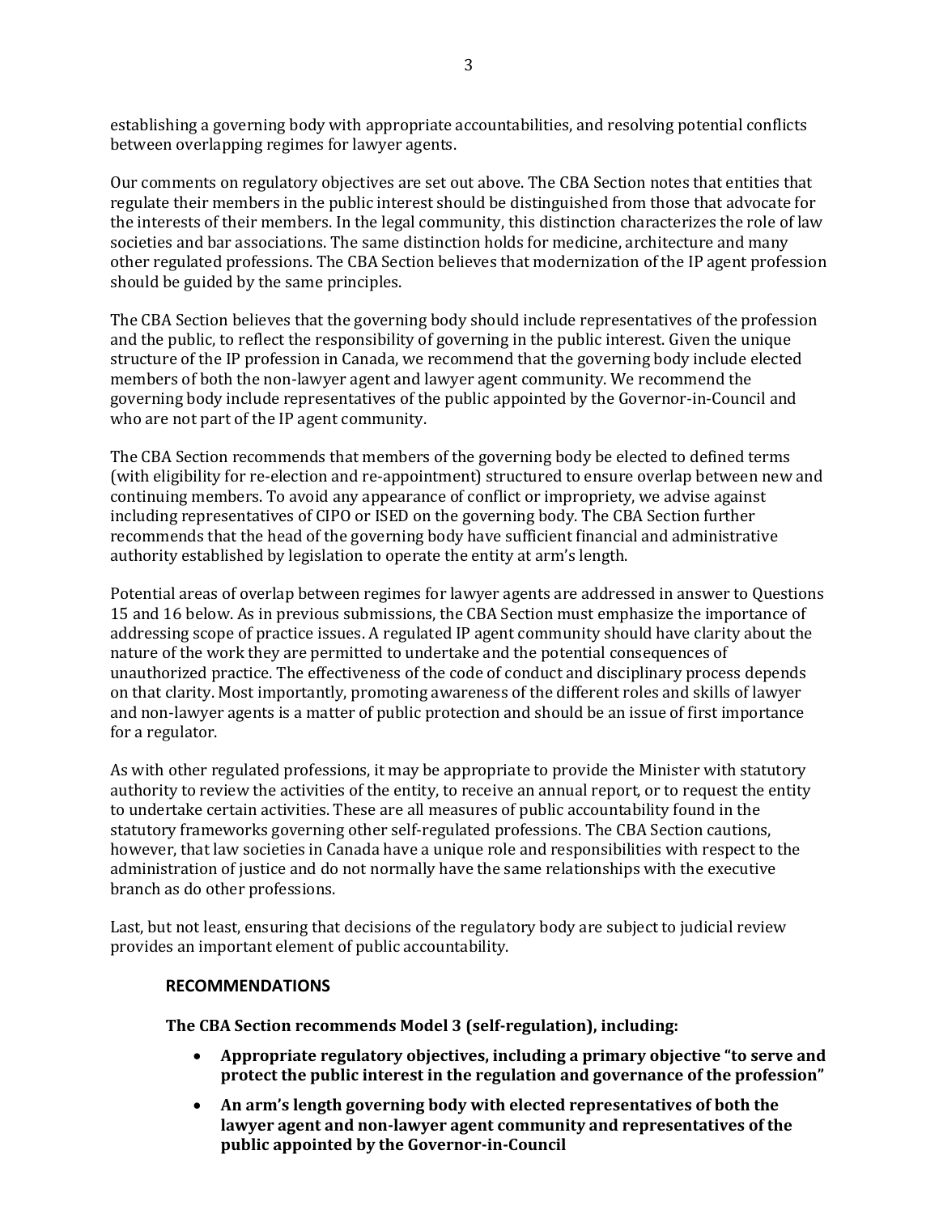establishing a governing body with appropriate accountabilities, and resolving potential conflicts between overlapping regimes for lawyer agents.

Our comments on regulatory objectives are set out above. The CBA Section notes that entities that regulate their members in the public interest should be distinguished from those that advocate for the interests of their members. In the legal community, this distinction characterizes the role of law societies and bar associations. The same distinction holds for medicine, architecture and many other regulated professions. The CBA Section believes that modernization of the IP agent profession should be guided by the same principles.

The CBA Section believes that the governing body should include representatives of the profession and the public, to reflect the responsibility of governing in the public interest. Given the unique structure of the IP profession in Canada, we recommend that the governing body include elected members of both the non-lawyer agent and lawyer agent community. We recommend the governing body include representatives of the public appointed by the Governor-in-Council and who are not part of the IP agent community.

The CBA Section recommends that members of the governing body be elected to defined terms (with eligibility for re-election and re-appointment) structured to ensure overlap between new and continuing members. To avoid any appearance of conflict or impropriety, we advise against including representatives of CIPO or ISED on the governing body. The CBA Section further recommends that the head of the governing body have sufficient financial and administrative authority established by legislation to operate the entity at arm's length.

Potential areas of overlap between regimes for lawyer agents are addressed in answer to Questions 15 and 16 below. As in previous submissions, the CBA Section must emphasize the importance of addressing scope of practice issues. A regulated IP agent community should have clarity about the nature of the work they are permitted to undertake and the potential consequences of unauthorized practice. The effectiveness of the code of conduct and disciplinary process depends on that clarity. Most importantly, promoting awareness of the different roles and skills of lawyer and non-lawyer agents is a matter of public protection and should be an issue of first importance for a regulator.

As with other regulated professions, it may be appropriate to provide the Minister with statutory authority to review the activities of the entity, to receive an annual report, or to request the entity to undertake certain activities. These are all measures of public accountability found in the statutory frameworks governing other self-regulated professions. The CBA Section cautions, however, that law societies in Canada have a unique role and responsibilities with respect to the administration of justice and do not normally have the same relationships with the executive branch as do other professions.

Last, but not least, ensuring that decisions of the regulatory body are subject to judicial review provides an important element of public accountability.

### RECOMMENDATIONS

**The CBA Section recommends Model 3 (self-regulation), including:**

- **Appropriate regulatory objectives, including a primary objective "to serve and protect the public interest in the regulation and governance of the profession"**
- **An arm's length governing body with elected representatives of both the lawyer agent and non-lawyer agent community and representatives of the public appointed by the Governor-in-Council**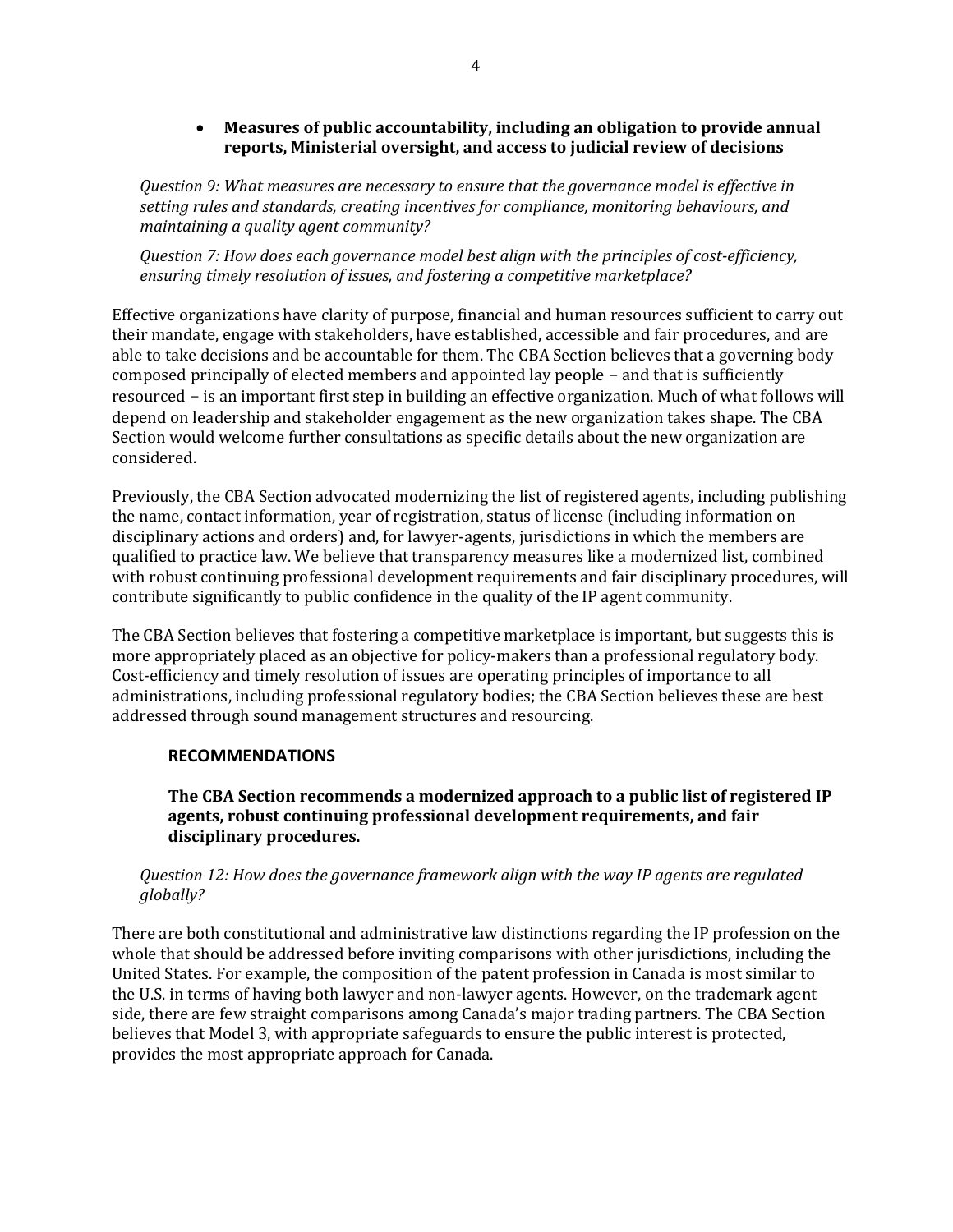- **Measures of public accountability, including an obligation to provide annual reports, Ministerial oversight, and access to judicial review of decisions**

*Question 9: What measures are necessary to ensure that the governance model is effective in setting rules and standards, creating incentives for compliance, monitoring behaviours, and maintaining a quality agent community?*

*Question 7: How does each governance model best align with the principles of cost-efficiency, ensuring timely resolution of issues, and fostering a competitive marketplace?*

Effective organizations have clarity of purpose, financial and human resources sufficient to carry out their mandate, engage with stakeholders, have established, accessible and fair procedures, and are able to take decisions and be accountable for them. The CBA Section believes that a governing body composed principally of elected members and appointed lay people – and that is sufficiently resourced – is an important first step in building an effective organization. Much of what follows will depend on leadership and stakeholder engagement as the new organization takes shape. The CBA Section would welcome further consultations as specific details about the new organization are considered.

Previously, the CBA Section advocated modernizing the list of registered agents, including publishing the name, contact information, year of registration, status of license (including information on disciplinary actions and orders) and, for lawyer-agents, jurisdictions in which the members are qualified to practice law. We believe that transparency measures like a modernized list, combined with robust continuing professional development requirements and fair disciplinary procedures, will contribute significantly to public confidence in the quality of the IP agent community.

The CBA Section believes that fostering a competitive marketplace is important, but suggests this is more appropriately placed as an objective for policy-makers than a professional regulatory body. Cost-efficiency and timely resolution of issues are operating principles of importance to all administrations, including professional regulatory bodies; the CBA Section believes these are best addressed through sound management structures and resourcing.

**RECOMMENDATIONS**

**The CBA Section recommends a modernized approach to a public list of registered IP agents, robust continuing professional development requirements, and fair disciplinary procedures.**

*Question 12: How does the governance framework align with the way IP agents are regulated globally?*

There are both constitutional and administrative law distinctions regarding the IP profession on the whole that should be addressed before inviting comparisons with other jurisdictions, including the United States. For example, the composition of the patent profession in Canada is most similar to the U.S. in terms of having both lawyer and non-lawyer agents. However, on the trademark agent side, there are few straight comparisons among Canada's major trading partners. The CBA Section believes that Model 3, with appropriate safeguards to ensure the public interest is protected, provides the most appropriate approach for Canada.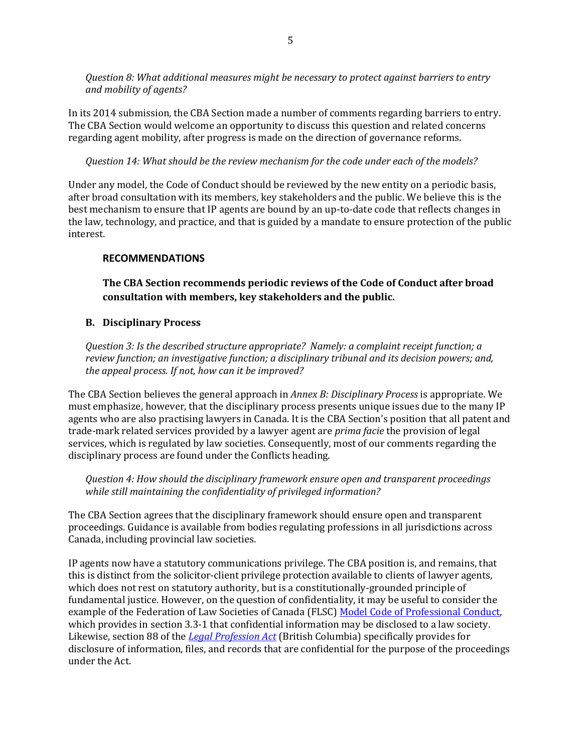*Question 8: What additional measures might be necessary to protect against barriers to entry and mobility of agents?*

In its 2014 submission, the CBA Section made a number of comments regarding barriers to entry. The CBA Section would welcome an opportunity to discuss this question and related concerns regarding agent mobility, after progress is made on the direction of governance reforms.

*Question 14: What should be the review mechanism for the code under each of the models?*

Under any model, the Code of Conduct should be reviewed by the new entity on a periodic basis, after broad consultation with its members, key stakeholders and the public. We believe this is the best mechanism to ensure that IP agents are bound by an up-to-date code that reflects changes in the law, technology, and practice, and that is guided by a mandate to ensure protection of the public interest.

**RECOMMENDATIONS**

**The CBA Section recommends periodic reviews of the Code of Conduct after broad consultation with members, key stakeholders and the public.**

## B. Disciplinary Process

*Question 3: Is the described structure appropriate? Namely: a complaint receipt function; a review function; an investigative function; a disciplinary tribunal and its decision powers; and, the appeal process. If not, how can it be improved?*

The CBA Section believes the general approach in *Annex B: Disciplinary Process* is appropriate. We must emphasize, however, that the disciplinary process presents unique issues due to the many IP agents who are also practising lawyers in Canada. It is the CBA Section's position that all patent and trade-mark related services provided by a lawyer agent are *prima facie* the provision of legal services, which is regulated by law societies. Consequently, most of our comments regarding the disciplinary process are found under the Conflicts heading.

*Question 4: How should the disciplinary framework ensure open and transparent proceedings while still maintaining the confidentiality of privileged information?*

The CBA Section agrees that the disciplinary framework should ensure open and transparent proceedings. Guidance is available from bodies regulating professions in all jurisdictions across Canada, including provincial law societies.

IP agents now have a statutory communications privilege. The CBA position is, and remains, that this is distinct from the solicitor-client privilege protection available to clients of lawyer agents, which does not rest on statutory authority, but is a constitutionally-grounded principle of fundamental justice. However, on the question of confidentiality, it may be useful to consider the example of the Federation of Law Societies of Canada (FLSC) Model Code of Professional Conduct, which provides in section 3.3-1 that confidential information may be disclosed to a law society. Likewise, section 88 of the *Legal Profession Act* (British Columbia) specifically provides for disclosure of information, files, and records that are confidential for the purpose of the proceedings under the Act.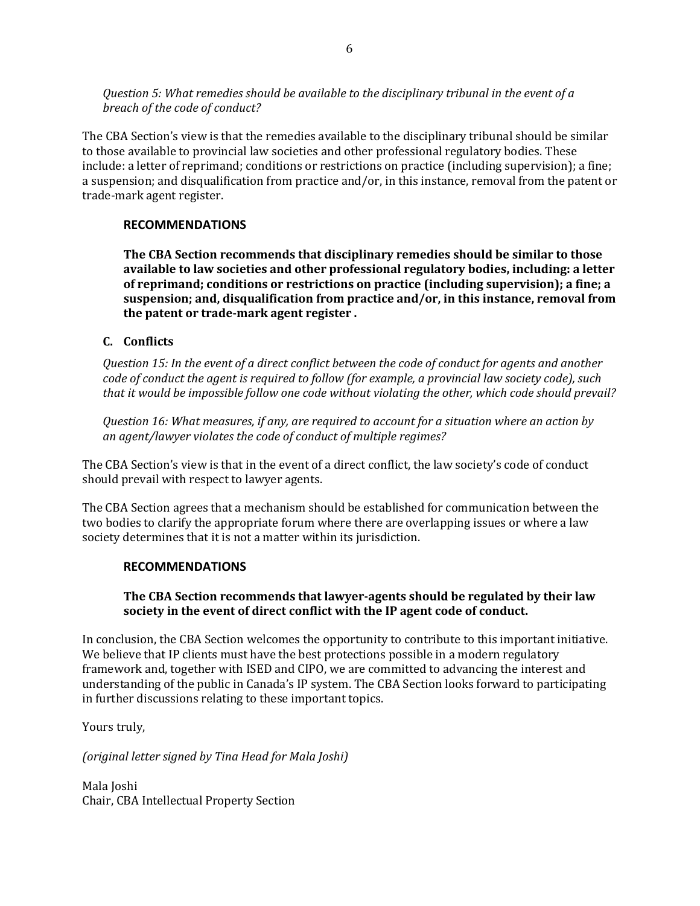*Question 5: What remedies should be available to the disciplinary tribunal in the event of a breach of the code of conduct?*

The CBA Section's view is that the remedies available to the disciplinary tribunal should be similar to those available to provincial law societies and other professional regulatory bodies. These include: a letter of reprimand; conditions or restrictions on practice (including supervision); a fine; a suspension; and disqualification from practice and/or, in this instance, removal from the patent or trade-mark agent register.

### RECOMMENDATIONS

**The CBA Section recommends that disciplinary remedies should be similar to those available to law societies and other professional regulatory bodies, including: a letter of reprimand; conditions or restrictions on practice (including supervision); a fine; a suspension; and, disqualification from practice and/or, in this instance, removal from the patent or trade-mark agent register .**

## C. Conflicts

*Question 15: In the event of a direct conflict between the code of conduct for agents and another code of conduct the agent is required to follow (for example, a provincial law society code), such that it would be impossible follow one code without violating the other, which code should prevail?*

*Question 16: What measures, if any, are required to account for a situation where an action by an agent/lawyer violates the code of conduct of multiple regimes?*

The CBA Section's view is that in the event of a direct conflict, the law society's code of conduct should prevail with respect to lawyer agents.

The CBA Section agrees that a mechanism should be established for communication between the two bodies to clarify the appropriate forum where there are overlapping issues or where a law society determines that it is not a matter within its jurisdiction.

### RECOMMENDATIONS

**The CBA Section recommends that lawyer-agents should be regulated by their law society in the event of direct conflict with the IP agent code of conduct.**

In conclusion, the CBA Section welcomes the opportunity to contribute to this important initiative. We believe that IP clients must have the best protections possible in a modern regulatory framework and, together with ISED and CIPO, we are committed to advancing the interest and understanding of the public in Canada's IP system. The CBA Section looks forward to participating in further discussions relating to these important topics.

Yours truly,

*(original letter signed by Tina Head for Mala Joshi)*

Mala Joshi
Chair, CBA Intellectual Property Section